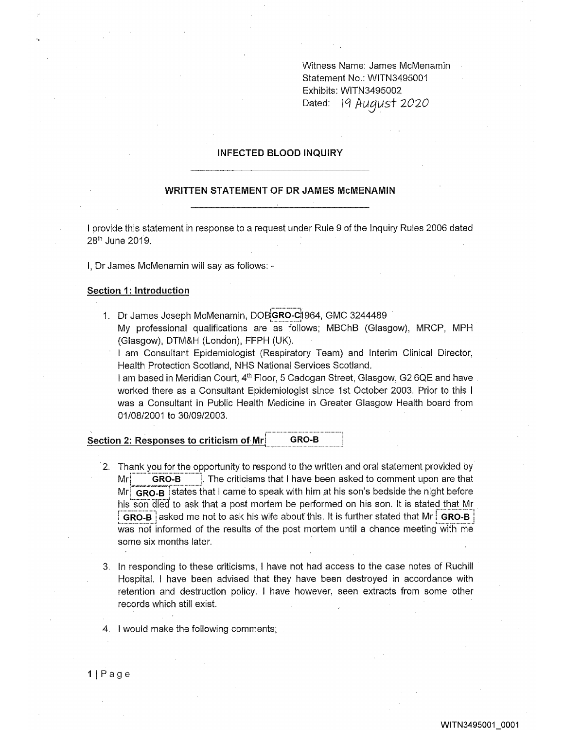Witness Name: James McMenamin
Statement No.: WITN3495001
Exhibits: WITN3495002
Dated: 19 August 2020

# INFECTED BLOOD INQUIRY

## WRITTEN STATEMENT OF DR JAMES McMENAMIN

I provide this statement in response to a request under Rule 9 of the Inquiry Rules 2006 dated 28th June 2019.

I, Dr James McMenamin will say as follows: -

### Section 1: Introduction

1. Dr James Joseph McMenamin, DOB GRO-C 1964, GMC 3244489
   My professional qualifications are as follows; MBChB (Glasgow), MRCP, MPH (Glasgow), DTM&H (London), FFPH (UK).
   I am Consultant Epidemiologist (Respiratory Team) and Interim Clinical Director, Health Protection Scotland, NHS National Services Scotland.
   I am based in Meridian Court, 4th Floor, 5 Cadogan Street, Glasgow, G2 6QE and have worked there as a Consultant Epidemiologist since 1st October 2003. Prior to this I was a Consultant in Public Health Medicine in Greater Glasgow Health board from 01/08/2001 to 30/09/2003.

### Section 2: Responses to criticism of Mr GRO-B

2. Thank you for the opportunity to respond to the written and oral statement provided by Mr GRO-B. The criticisms that I have been asked to comment upon are that Mr GRO-B states that I came to speak with him at his son's bedside the night before his son died to ask that a post mortem be performed on his son. It is stated that Mr GRO-B asked me not to ask his wife about this. It is further stated that Mr GRO-B was not informed of the results of the post mortem until a chance meeting with me some six months later.

3. In responding to these criticisms, I have not had access to the case notes of Ruchill Hospital. I have been advised that they have been destroyed in accordance with retention and destruction policy. I have however, seen extracts from some other records which still exist.

4. I would make the following comments;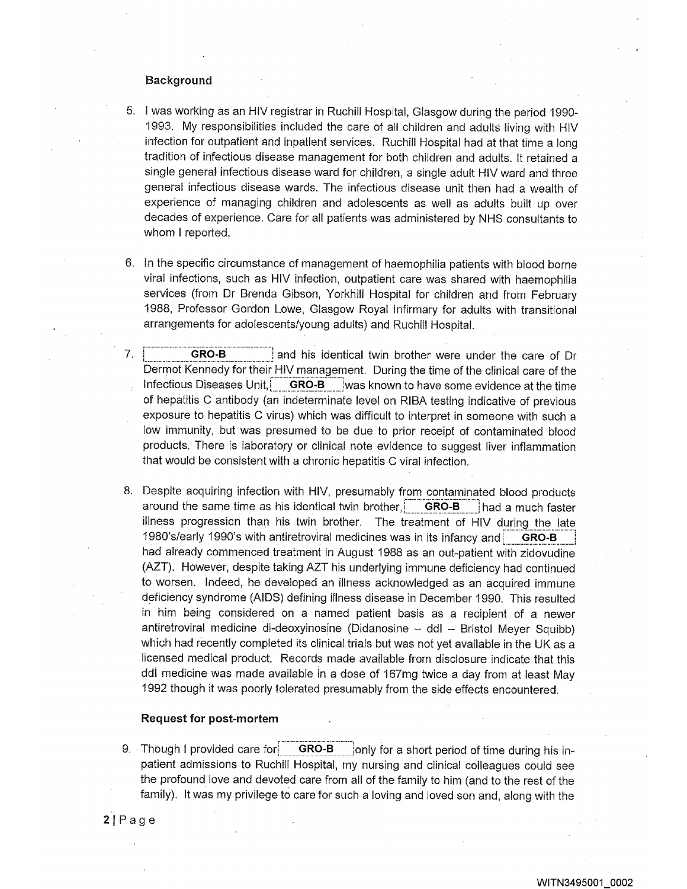## Background

5. I was working as an HIV registrar in Ruchill Hospital, Glasgow during the period 1990-1993. My responsibilities included the care of all children and adults living with HIV infection for outpatient and inpatient services. Ruchill Hospital had at that time a long tradition of infectious disease management for both children and adults. It retained a single general infectious disease ward for children, a single adult HIV ward and three general infectious disease wards. The infectious disease unit then had a wealth of experience of managing children and adolescents as well as adults built up over decades of experience. Care for all patients was administered by NHS consultants to whom I reported.

6. In the specific circumstance of management of haemophilia patients with blood borne viral infections, such as HIV infection, outpatient care was shared with haemophilia services (from Dr Brenda Gibson, Yorkhill Hospital for children and from February 1988, Professor Gordon Lowe, Glasgow Royal Infirmary for adults with transitional arrangements for adolescents/young adults) and Ruchill Hospital.

7. GRO-B and his identical twin brother were under the care of Dr Dermot Kennedy for their HIV management. During the time of the clinical care of the Infectious Diseases Unit, GRO-B was known to have some evidence at the time of hepatitis C antibody (an indeterminate level on RIBA testing indicative of previous exposure to hepatitis C virus) which was difficult to interpret in someone with such a low immunity, but was presumed to be due to prior receipt of contaminated blood products. There is laboratory or clinical note evidence to suggest liver inflammation that would be consistent with a chronic hepatitis C viral infection.

8. Despite acquiring infection with HIV, presumably from contaminated blood products around the same time as his identical twin brother, GRO-B had a much faster illness progression than his twin brother. The treatment of HIV during the late 1980's/early 1990's with antiretroviral medicines was in its infancy and GRO-B had already commenced treatment in August 1988 as an out-patient with zidovudine (AZT). However, despite taking AZT his underlying immune deficiency had continued to worsen. Indeed, he developed an illness acknowledged as an acquired immune deficiency syndrome (AIDS) defining illness disease in December 1990. This resulted in him being considered on a named patient basis as a recipient of a newer antiretroviral medicine di-deoxyinosine (Didanosine – ddI – Bristol Meyer Squibb) which had recently completed its clinical trials but was not yet available in the UK as a licensed medical product. Records made available from disclosure indicate that this ddI medicine was made available in a dose of 167mg twice a day from at least May 1992 though it was poorly tolerated presumably from the side effects encountered.

## Request for post-mortem

9. Though I provided care for GRO-B only for a short period of time during his in-patient admissions to Ruchill Hospital, my nursing and clinical colleagues could see the profound love and devoted care from all of the family to him (and to the rest of the family). It was my privilege to care for such a loving and loved son and, along with the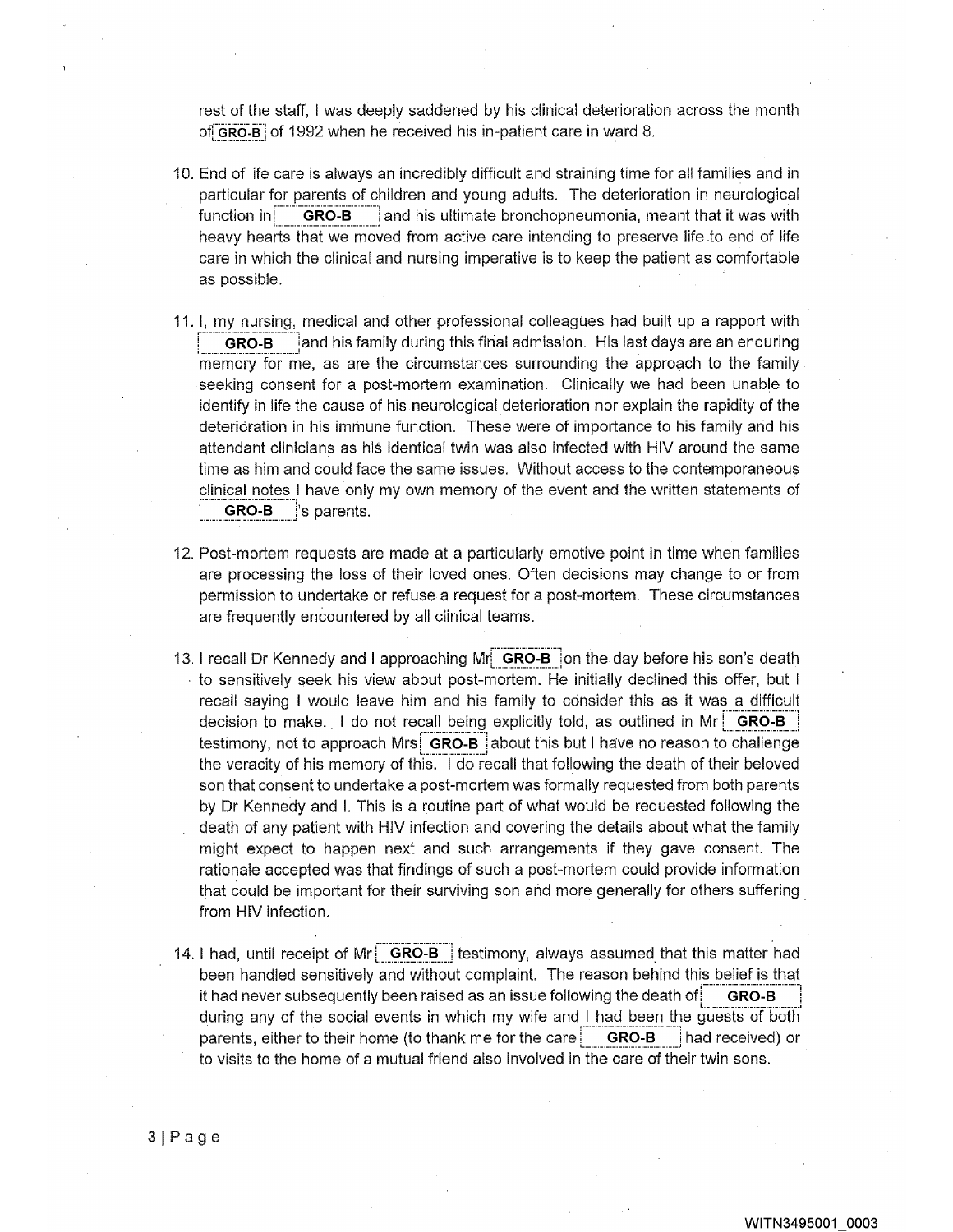rest of the staff, I was deeply saddened by his clinical deterioration across the month of GRO-B of 1992 when he received his in-patient care in ward 8.

10. End of life care is always an incredibly difficult and straining time for all families and in particular for parents of children and young adults. The deterioration in neurological function in GRO-B and his ultimate bronchopneumonia, meant that it was with heavy hearts that we moved from active care intending to preserve life to end of life care in which the clinical and nursing imperative is to keep the patient as comfortable as possible.

11. I, my nursing, medical and other professional colleagues had built up a rapport with GRO-B and his family during this final admission. His last days are an enduring memory for me, as are the circumstances surrounding the approach to the family seeking consent for a post-mortem examination. Clinically we had been unable to identify in life the cause of his neurological deterioration nor explain the rapidity of the deterioration in his immune function. These were of importance to his family and his attendant clinicians as his identical twin was also infected with HIV around the same time as him and could face the same issues. Without access to the contemporaneous clinical notes I have only my own memory of the event and the written statements of GRO-B's parents.

12. Post-mortem requests are made at a particularly emotive point in time when families are processing the loss of their loved ones. Often decisions may change to or from permission to undertake or refuse a request for a post-mortem. These circumstances are frequently encountered by all clinical teams.

13. I recall Dr Kennedy and I approaching Mr GRO-B on the day before his son's death to sensitively seek his view about post-mortem. He initially declined this offer, but I recall saying I would leave him and his family to consider this as it was a difficult decision to make. I do not recall being explicitly told, as outlined in Mr GRO-B testimony, not to approach Mrs GRO-B about this but I have no reason to challenge the veracity of his memory of this. I do recall that following the death of their beloved son that consent to undertake a post-mortem was formally requested from both parents by Dr Kennedy and I. This is a routine part of what would be requested following the death of any patient with HIV infection and covering the details about what the family might expect to happen next and such arrangements if they gave consent. The rationale accepted was that findings of such a post-mortem could provide information that could be important for their surviving son and more generally for others suffering from HIV infection.

14. I had, until receipt of Mr GRO-B testimony, always assumed that this matter had been handled sensitively and without complaint. The reason behind this belief is that it had never subsequently been raised as an issue following the death of GRO-B during any of the social events in which my wife and I had been the guests of both parents, either to their home (to thank me for the care GRO-B had received) or to visits to the home of a mutual friend also involved in the care of their twin sons.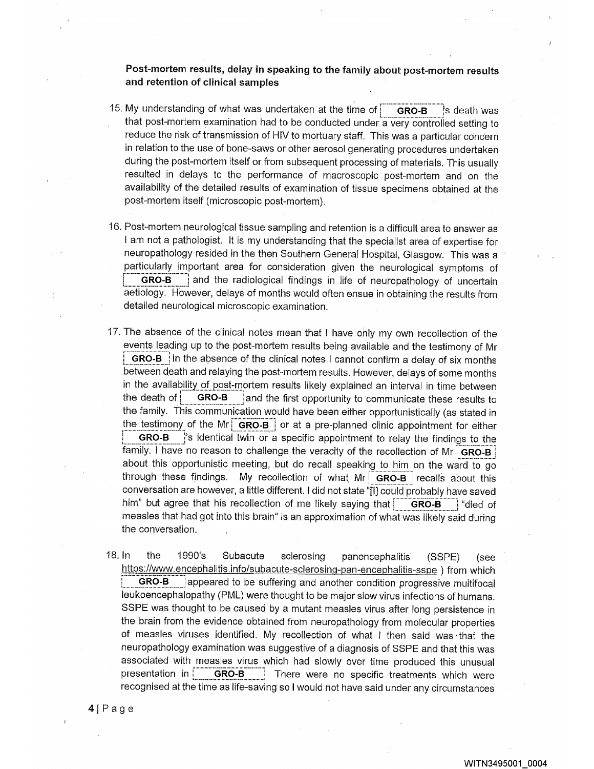**Post-mortem results, delay in speaking to the family about post-mortem results and retention of clinical samples**

15. My understanding of what was undertaken at the time of GRO-B 's death was that post-mortem examination had to be conducted under a very controlled setting to reduce the risk of transmission of HIV to mortuary staff. This was a particular concern in relation to the use of bone-saws or other aerosol generating procedures undertaken during the post-mortem itself or from subsequent processing of materials. This usually resulted in delays to the performance of macroscopic post-mortem and on the availability of the detailed results of examination of tissue specimens obtained at the post-mortem itself (microscopic post-mortem).

16. Post-mortem neurological tissue sampling and retention is a difficult area to answer as I am not a pathologist. It is my understanding that the specialist area of expertise for neuropathology resided in the then Southern General Hospital, Glasgow. This was a particularly important area for consideration given the neurological symptoms of GRO-B and the radiological findings in life of neuropathology of uncertain aetiology. However, delays of months would often ensue in obtaining the results from detailed neurological microscopic examination.

17. The absence of the clinical notes mean that I have only my own recollection of the events leading up to the post-mortem results being available and the testimony of Mr GRO-B In the absence of the clinical notes I cannot confirm a delay of six months between death and relaying the post-mortem results. However, delays of some months in the availability of post-mortem results likely explained an interval in time between the death of GRO-B and the first opportunity to communicate these results to the family. This communication would have been either opportunistically (as stated in the testimony of the Mr GRO-B or at a pre-planned clinic appointment for either GRO-B 's identical twin or a specific appointment to relay the findings to the family. I have no reason to challenge the veracity of the recollection of Mr GRO-B about this opportunistic meeting, but do recall speaking to him on the ward to go through these findings. My recollection of what Mr GRO-B recalls about this conversation are however, a little different. I did not state "[I] could probably have saved him" but agree that his recollection of me likely saying that GRO-B "died of measles that had got into this brain" is an approximation of what was likely said during the conversation.

18. In the 1990's Subacute sclerosing panencephalitis (SSPE) (see https://www.encephalitis.info/subacute-sclerosing-pan-encephalitis-sspe ) from which GRO-B appeared to be suffering and another condition progressive multifocal leukoencephalopathy (PML) were thought to be major slow virus infections of humans. SSPE was thought to be caused by a mutant measles virus after long persistence in the brain from the evidence obtained from neuropathology from molecular properties of measles viruses identified. My recollection of what I then said was that the neuropathology examination was suggestive of a diagnosis of SSPE and that this was associated with measles virus which had slowly over time produced this unusual presentation in GRO-B There were no specific treatments which were recognised at the time as life-saving so I would not have said under any circumstances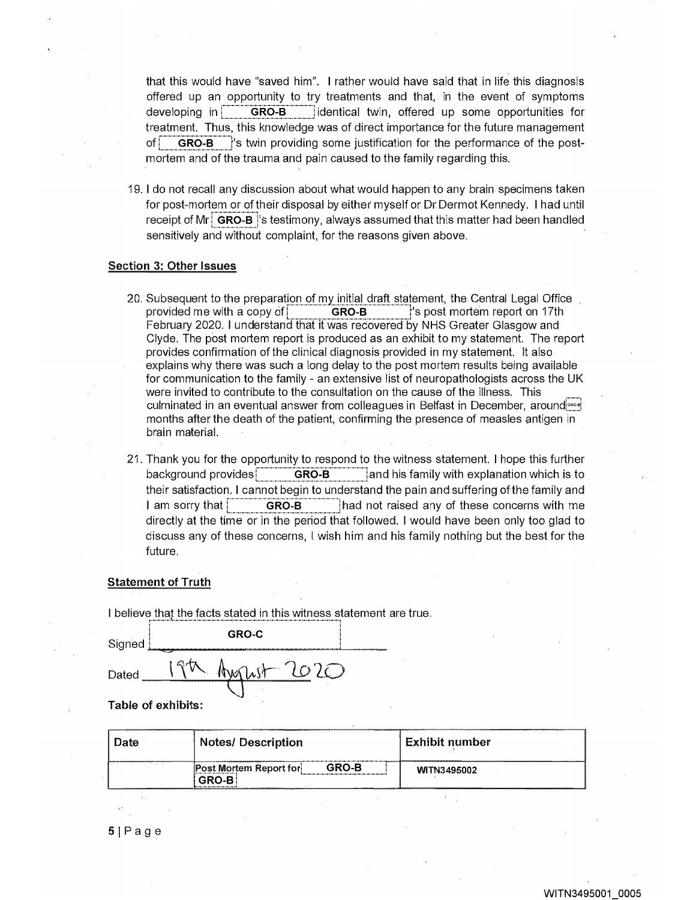that this would have "saved him". I rather would have said that in life this diagnosis offered up an opportunity to try treatments and that, in the event of symptoms developing in GRO-B identical twin, offered up some opportunities for treatment. Thus, this knowledge was of direct importance for the future management of GRO-B's twin providing some justification for the performance of the post-mortem and of the trauma and pain caused to the family regarding this.

19. I do not recall any discussion about what would happen to any brain specimens taken for post-mortem or of their disposal by either myself or Dr Dermot Kennedy. I had until receipt of Mr GRO-B's testimony, always assumed that this matter had been handled sensitively and without complaint, for the reasons given above.

**Section 3: Other Issues**

20. Subsequent to the preparation of my initial draft statement, the Central Legal Office provided me with a copy of GRO-B's post mortem report on 17th February 2020. I understand that it was recovered by NHS Greater Glasgow and Clyde. The post mortem report is produced as an exhibit to my statement. The report provides confirmation of the clinical diagnosis provided in my statement. It also explains why there was such a long delay to the post mortem results being available for communication to the family - an extensive list of neuropathologists across the UK were invited to contribute to the consultation on the cause of the illness. This culminated in an eventual answer from colleagues in Belfast in December, around GRO-B months after the death of the patient, confirming the presence of measles antigen in brain material.

21. Thank you for the opportunity to respond to the witness statement. I hope this further background provides GRO-B and his family with explanation which is to their satisfaction. I cannot begin to understand the pain and suffering of the family and I am sorry that GRO-B had not raised any of these concerns with me directly at the time or in the period that followed. I would have been only too glad to discuss any of these concerns, I wish him and his family nothing but the best for the future.

**Statement of Truth**

I believe that the facts stated in this witness statement are true.

Signed GRO-C

Dated 19th August 2020

**Table of exhibits:**

| Date | Notes/ Description | Exhibit number |
|---|---|---|
| | Post Mortem Report for GRO-B GRO-B | WITN3495002 |